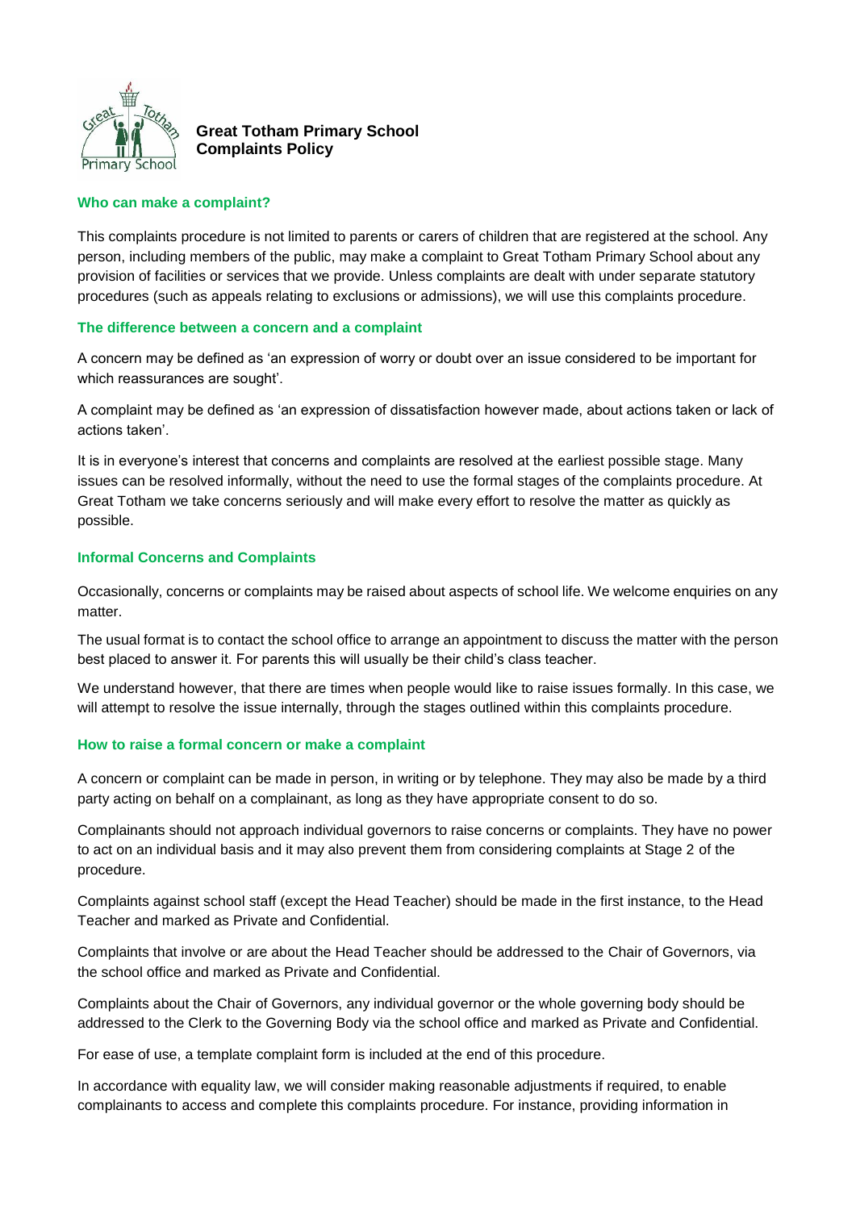# Great Totham Primary School
# Complaints Policy

## Who can make a complaint?

This complaints procedure is not limited to parents or carers of children that are registered at the school. Any person, including members of the public, may make a complaint to Great Totham Primary School about any provision of facilities or services that we provide. Unless complaints are dealt with under separate statutory procedures (such as appeals relating to exclusions or admissions), we will use this complaints procedure.

## The difference between a concern and a complaint

A concern may be defined as 'an expression of worry or doubt over an issue considered to be important for which reassurances are sought'.

A complaint may be defined as 'an expression of dissatisfaction however made, about actions taken or lack of actions taken'.

It is in everyone's interest that concerns and complaints are resolved at the earliest possible stage. Many issues can be resolved informally, without the need to use the formal stages of the complaints procedure. At Great Totham we take concerns seriously and will make every effort to resolve the matter as quickly as possible.

## Informal Concerns and Complaints

Occasionally, concerns or complaints may be raised about aspects of school life. We welcome enquiries on any matter.

The usual format is to contact the school office to arrange an appointment to discuss the matter with the person best placed to answer it. For parents this will usually be their child's class teacher.

We understand however, that there are times when people would like to raise issues formally. In this case, we will attempt to resolve the issue internally, through the stages outlined within this complaints procedure.

## How to raise a formal concern or make a complaint

A concern or complaint can be made in person, in writing or by telephone. They may also be made by a third party acting on behalf on a complainant, as long as they have appropriate consent to do so.

Complainants should not approach individual governors to raise concerns or complaints. They have no power to act on an individual basis and it may also prevent them from considering complaints at Stage 2 of the procedure.

Complaints against school staff (except the Head Teacher) should be made in the first instance, to the Head Teacher and marked as Private and Confidential.

Complaints that involve or are about the Head Teacher should be addressed to the Chair of Governors, via the school office and marked as Private and Confidential.

Complaints about the Chair of Governors, any individual governor or the whole governing body should be addressed to the Clerk to the Governing Body via the school office and marked as Private and Confidential.

For ease of use, a template complaint form is included at the end of this procedure.

In accordance with equality law, we will consider making reasonable adjustments if required, to enable complainants to access and complete this complaints procedure. For instance, providing information in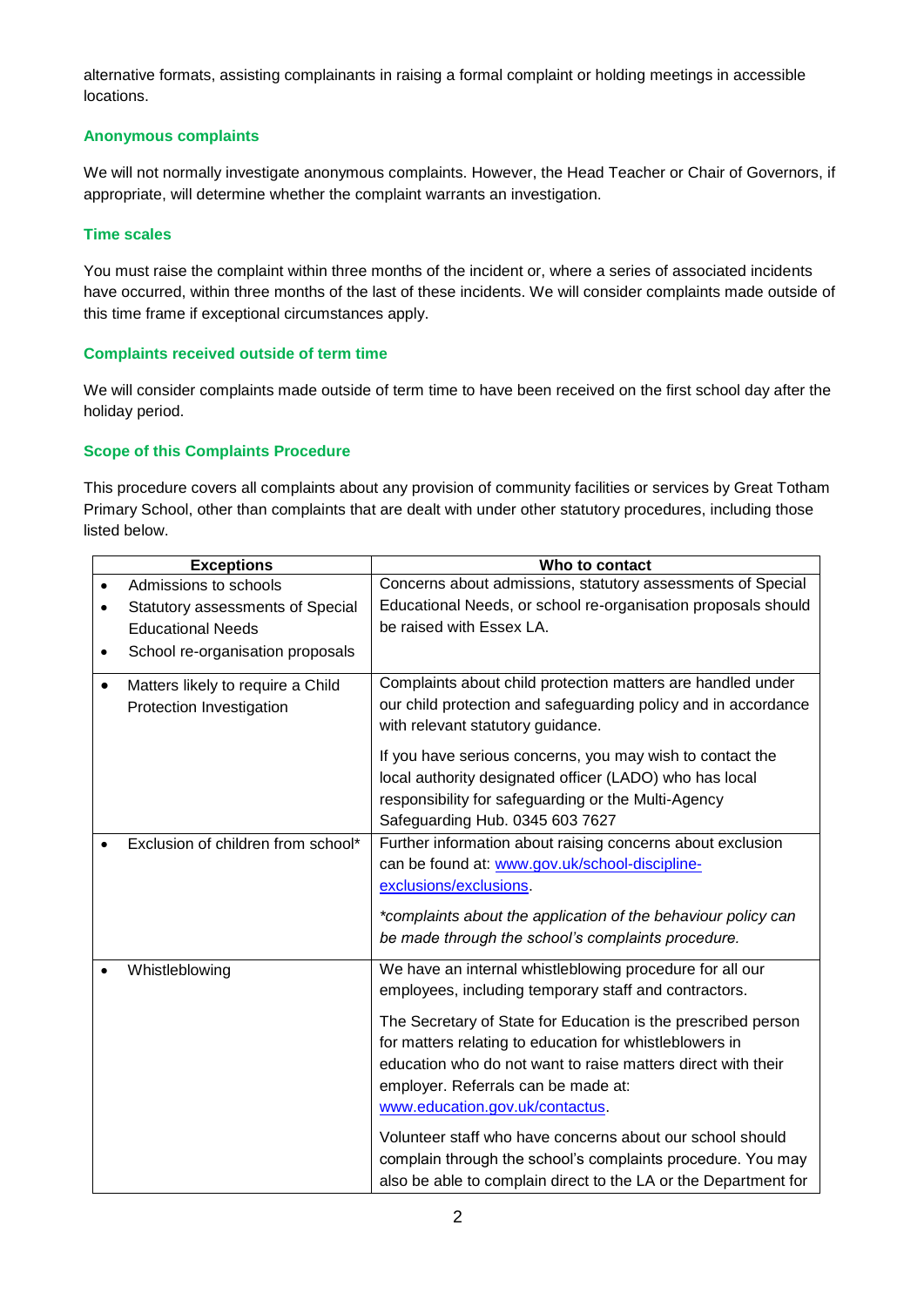alternative formats, assisting complainants in raising a formal complaint or holding meetings in accessible locations.

### Anonymous complaints

We will not normally investigate anonymous complaints. However, the Head Teacher or Chair of Governors, if appropriate, will determine whether the complaint warrants an investigation.

### Time scales

You must raise the complaint within three months of the incident or, where a series of associated incidents have occurred, within three months of the last of these incidents. We will consider complaints made outside of this time frame if exceptional circumstances apply.

### Complaints received outside of term time

We will consider complaints made outside of term time to have been received on the first school day after the holiday period.

### Scope of this Complaints Procedure

This procedure covers all complaints about any provision of community facilities or services by Great Totham Primary School, other than complaints that are dealt with under other statutory procedures, including those listed below.

| Exceptions | Who to contact |
|---|---|
| • Admissions to schools<br>• Statutory assessments of Special Educational Needs<br>• School re-organisation proposals | Concerns about admissions, statutory assessments of Special Educational Needs, or school re-organisation proposals should be raised with Essex LA. |
| • Matters likely to require a Child Protection Investigation | Complaints about child protection matters are handled under our child protection and safeguarding policy and in accordance with relevant statutory guidance.<br><br>If you have serious concerns, you may wish to contact the local authority designated officer (LADO) who has local responsibility for safeguarding or the Multi-Agency Safeguarding Hub. 0345 603 7627 |
| • Exclusion of children from school* | Further information about raising concerns about exclusion can be found at: www.gov.uk/school-discipline-exclusions/exclusions.<br><br>*\*complaints about the application of the behaviour policy can be made through the school's complaints procedure.* |
| • Whistleblowing | We have an internal whistleblowing procedure for all our employees, including temporary staff and contractors.<br><br>The Secretary of State for Education is the prescribed person for matters relating to education for whistleblowers in education who do not want to raise matters direct with their employer. Referrals can be made at: www.education.gov.uk/contactus.<br><br>Volunteer staff who have concerns about our school should complain through the school's complaints procedure. You may also be able to complain direct to the LA or the Department for |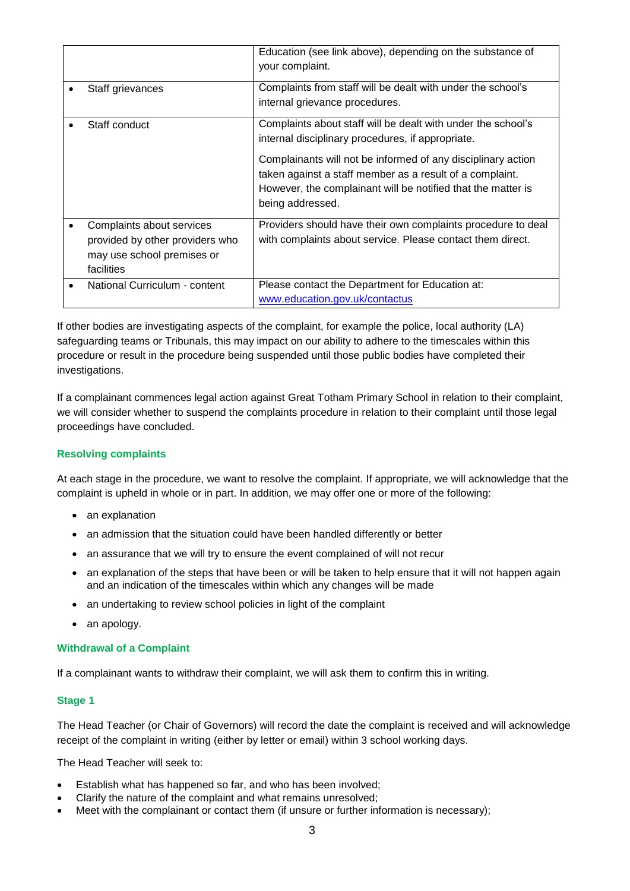| | |
|---|---|
| | Education (see link above), depending on the substance of your complaint. |
| • Staff grievances | Complaints from staff will be dealt with under the school's internal grievance procedures. |
| • Staff conduct | Complaints about staff will be dealt with under the school's internal disciplinary procedures, if appropriate. <br><br> Complainants will not be informed of any disciplinary action taken against a staff member as a result of a complaint. However, the complainant will be notified that the matter is being addressed. |
| • Complaints about services provided by other providers who may use school premises or facilities | Providers should have their own complaints procedure to deal with complaints about service. Please contact them direct. |
| • National Curriculum - content | Please contact the Department for Education at: [www.education.gov.uk/contactus](http://www.education.gov.uk/contactus) |

If other bodies are investigating aspects of the complaint, for example the police, local authority (LA) safeguarding teams or Tribunals, this may impact on our ability to adhere to the timescales within this procedure or result in the procedure being suspended until those public bodies have completed their investigations.

If a complainant commences legal action against Great Totham Primary School in relation to their complaint, we will consider whether to suspend the complaints procedure in relation to their complaint until those legal proceedings have concluded.

### Resolving complaints

At each stage in the procedure, we want to resolve the complaint. If appropriate, we will acknowledge that the complaint is upheld in whole or in part. In addition, we may offer one or more of the following:

- an explanation
- an admission that the situation could have been handled differently or better
- an assurance that we will try to ensure the event complained of will not recur
- an explanation of the steps that have been or will be taken to help ensure that it will not happen again and an indication of the timescales within which any changes will be made
- an undertaking to review school policies in light of the complaint
- an apology.

### Withdrawal of a Complaint

If a complainant wants to withdraw their complaint, we will ask them to confirm this in writing.

### Stage 1

The Head Teacher (or Chair of Governors) will record the date the complaint is received and will acknowledge receipt of the complaint in writing (either by letter or email) within 3 school working days.

The Head Teacher will seek to:

- Establish what has happened so far, and who has been involved;
- Clarify the nature of the complaint and what remains unresolved;
- Meet with the complainant or contact them (if unsure or further information is necessary);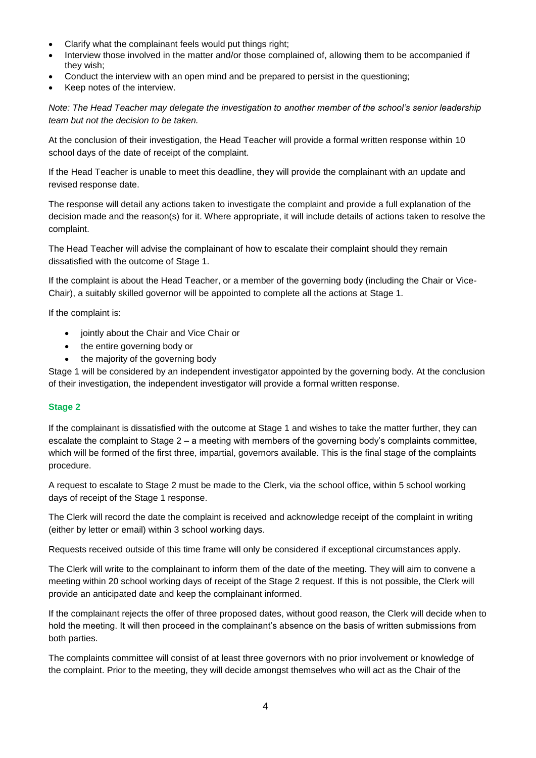- Clarify what the complainant feels would put things right;
- Interview those involved in the matter and/or those complained of, allowing them to be accompanied if they wish;
- Conduct the interview with an open mind and be prepared to persist in the questioning;
- Keep notes of the interview.

*Note: The Head Teacher may delegate the investigation to another member of the school's senior leadership team but not the decision to be taken.*

At the conclusion of their investigation, the Head Teacher will provide a formal written response within 10 school days of the date of receipt of the complaint.

If the Head Teacher is unable to meet this deadline, they will provide the complainant with an update and revised response date.

The response will detail any actions taken to investigate the complaint and provide a full explanation of the decision made and the reason(s) for it. Where appropriate, it will include details of actions taken to resolve the complaint.

The Head Teacher will advise the complainant of how to escalate their complaint should they remain dissatisfied with the outcome of Stage 1.

If the complaint is about the Head Teacher, or a member of the governing body (including the Chair or Vice-Chair), a suitably skilled governor will be appointed to complete all the actions at Stage 1.

If the complaint is:

- jointly about the Chair and Vice Chair or
- the entire governing body or
- the majority of the governing body

Stage 1 will be considered by an independent investigator appointed by the governing body. At the conclusion of their investigation, the independent investigator will provide a formal written response.

### Stage 2

If the complainant is dissatisfied with the outcome at Stage 1 and wishes to take the matter further, they can escalate the complaint to Stage 2 – a meeting with members of the governing body's complaints committee, which will be formed of the first three, impartial, governors available. This is the final stage of the complaints procedure.

A request to escalate to Stage 2 must be made to the Clerk, via the school office, within 5 school working days of receipt of the Stage 1 response.

The Clerk will record the date the complaint is received and acknowledge receipt of the complaint in writing (either by letter or email) within 3 school working days.

Requests received outside of this time frame will only be considered if exceptional circumstances apply.

The Clerk will write to the complainant to inform them of the date of the meeting. They will aim to convene a meeting within 20 school working days of receipt of the Stage 2 request. If this is not possible, the Clerk will provide an anticipated date and keep the complainant informed.

If the complainant rejects the offer of three proposed dates, without good reason, the Clerk will decide when to hold the meeting. It will then proceed in the complainant's absence on the basis of written submissions from both parties.

The complaints committee will consist of at least three governors with no prior involvement or knowledge of the complaint. Prior to the meeting, they will decide amongst themselves who will act as the Chair of the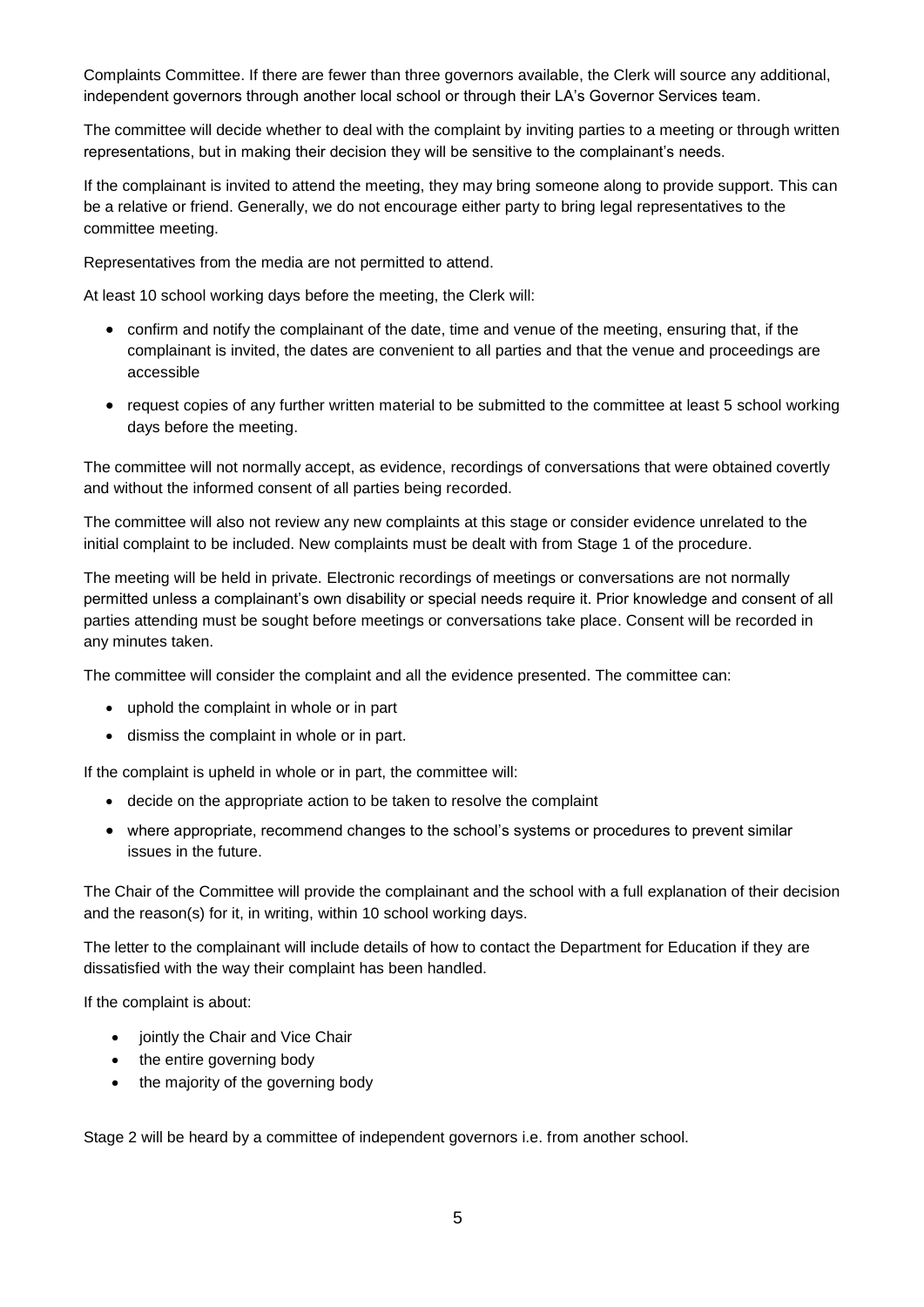Complaints Committee. If there are fewer than three governors available, the Clerk will source any additional, independent governors through another local school or through their LA's Governor Services team.

The committee will decide whether to deal with the complaint by inviting parties to a meeting or through written representations, but in making their decision they will be sensitive to the complainant's needs.

If the complainant is invited to attend the meeting, they may bring someone along to provide support. This can be a relative or friend. Generally, we do not encourage either party to bring legal representatives to the committee meeting.

Representatives from the media are not permitted to attend.

At least 10 school working days before the meeting, the Clerk will:

- confirm and notify the complainant of the date, time and venue of the meeting, ensuring that, if the complainant is invited, the dates are convenient to all parties and that the venue and proceedings are accessible
- request copies of any further written material to be submitted to the committee at least 5 school working days before the meeting.

The committee will not normally accept, as evidence, recordings of conversations that were obtained covertly and without the informed consent of all parties being recorded.

The committee will also not review any new complaints at this stage or consider evidence unrelated to the initial complaint to be included. New complaints must be dealt with from Stage 1 of the procedure.

The meeting will be held in private. Electronic recordings of meetings or conversations are not normally permitted unless a complainant's own disability or special needs require it. Prior knowledge and consent of all parties attending must be sought before meetings or conversations take place. Consent will be recorded in any minutes taken.

The committee will consider the complaint and all the evidence presented. The committee can:

- uphold the complaint in whole or in part
- dismiss the complaint in whole or in part.

If the complaint is upheld in whole or in part, the committee will:

- decide on the appropriate action to be taken to resolve the complaint
- where appropriate, recommend changes to the school's systems or procedures to prevent similar issues in the future.

The Chair of the Committee will provide the complainant and the school with a full explanation of their decision and the reason(s) for it, in writing, within 10 school working days.

The letter to the complainant will include details of how to contact the Department for Education if they are dissatisfied with the way their complaint has been handled.

If the complaint is about:

- jointly the Chair and Vice Chair
- the entire governing body
- the majority of the governing body

Stage 2 will be heard by a committee of independent governors i.e. from another school.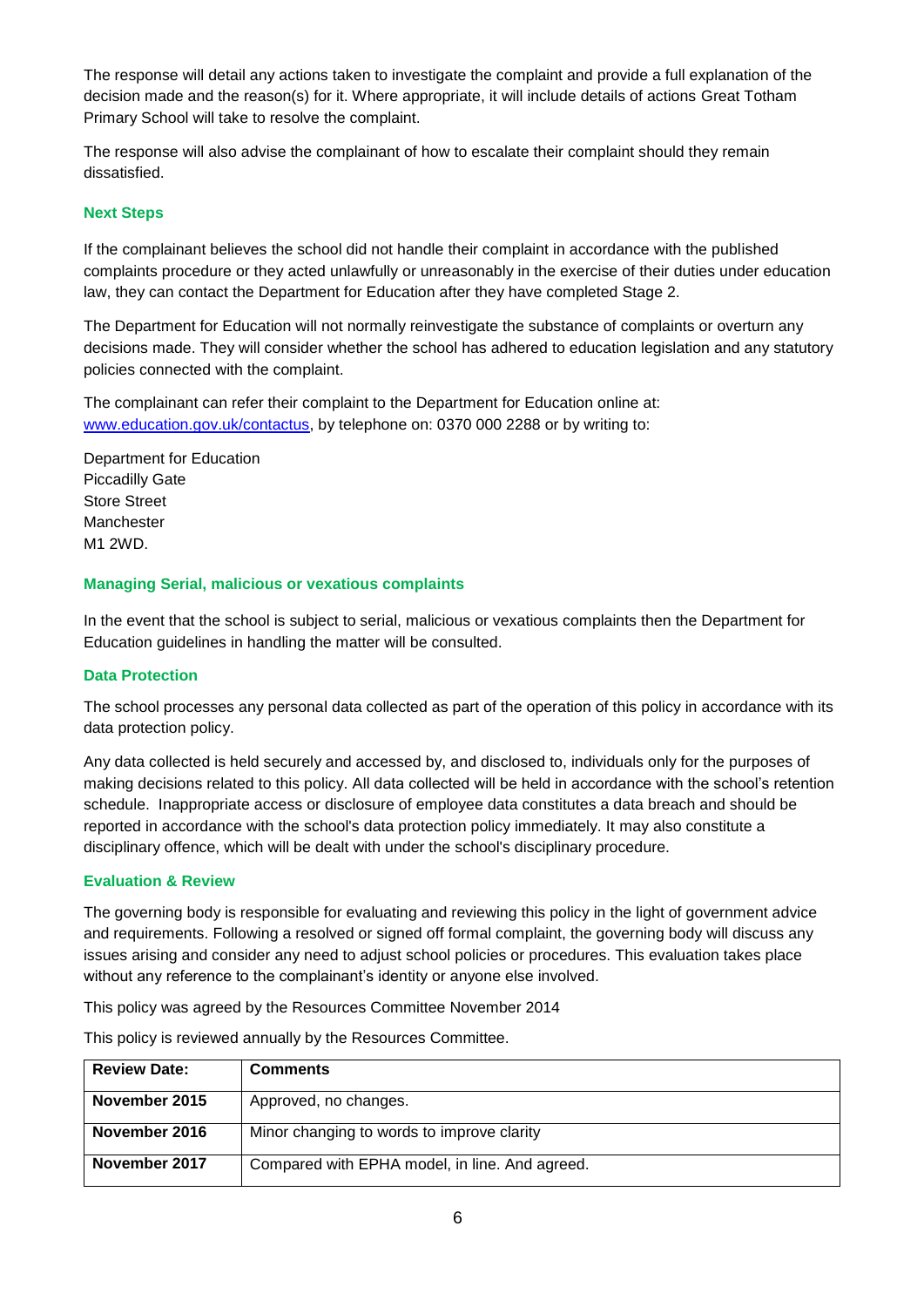The response will detail any actions taken to investigate the complaint and provide a full explanation of the decision made and the reason(s) for it. Where appropriate, it will include details of actions Great Totham Primary School will take to resolve the complaint.

The response will also advise the complainant of how to escalate their complaint should they remain dissatisfied.

### Next Steps

If the complainant believes the school did not handle their complaint in accordance with the published complaints procedure or they acted unlawfully or unreasonably in the exercise of their duties under education law, they can contact the Department for Education after they have completed Stage 2.

The Department for Education will not normally reinvestigate the substance of complaints or overturn any decisions made. They will consider whether the school has adhered to education legislation and any statutory policies connected with the complaint.

The complainant can refer their complaint to the Department for Education online at: www.education.gov.uk/contactus, by telephone on: 0370 000 2288 or by writing to:

Department for Education
Piccadilly Gate
Store Street
Manchester
M1 2WD.

### Managing Serial, malicious or vexatious complaints

In the event that the school is subject to serial, malicious or vexatious complaints then the Department for Education guidelines in handling the matter will be consulted.

### Data Protection

The school processes any personal data collected as part of the operation of this policy in accordance with its data protection policy.

Any data collected is held securely and accessed by, and disclosed to, individuals only for the purposes of making decisions related to this policy. All data collected will be held in accordance with the school's retention schedule. Inappropriate access or disclosure of employee data constitutes a data breach and should be reported in accordance with the school's data protection policy immediately. It may also constitute a disciplinary offence, which will be dealt with under the school's disciplinary procedure.

### Evaluation & Review

The governing body is responsible for evaluating and reviewing this policy in the light of government advice and requirements. Following a resolved or signed off formal complaint, the governing body will discuss any issues arising and consider any need to adjust school policies or procedures. This evaluation takes place without any reference to the complainant's identity or anyone else involved.

This policy was agreed by the Resources Committee November 2014

This policy is reviewed annually by the Resources Committee.

| Review Date: | Comments |
|---|---|
| **November 2015** | Approved, no changes. |
| **November 2016** | Minor changing to words to improve clarity |
| **November 2017** | Compared with EPHA model, in line. And agreed. |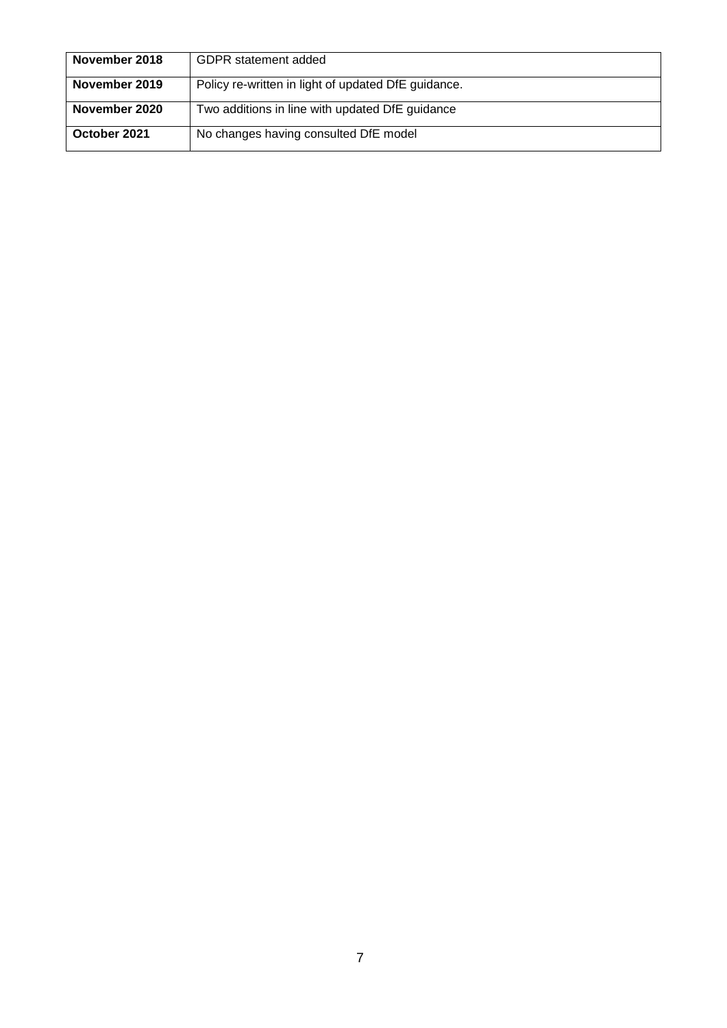| **November 2018** | GDPR statement added |
| --- | --- |
| **November 2019** | Policy re-written in light of updated DfE guidance. |
| **November 2020** | Two additions in line with updated DfE guidance |
| **October 2021** | No changes having consulted DfE model |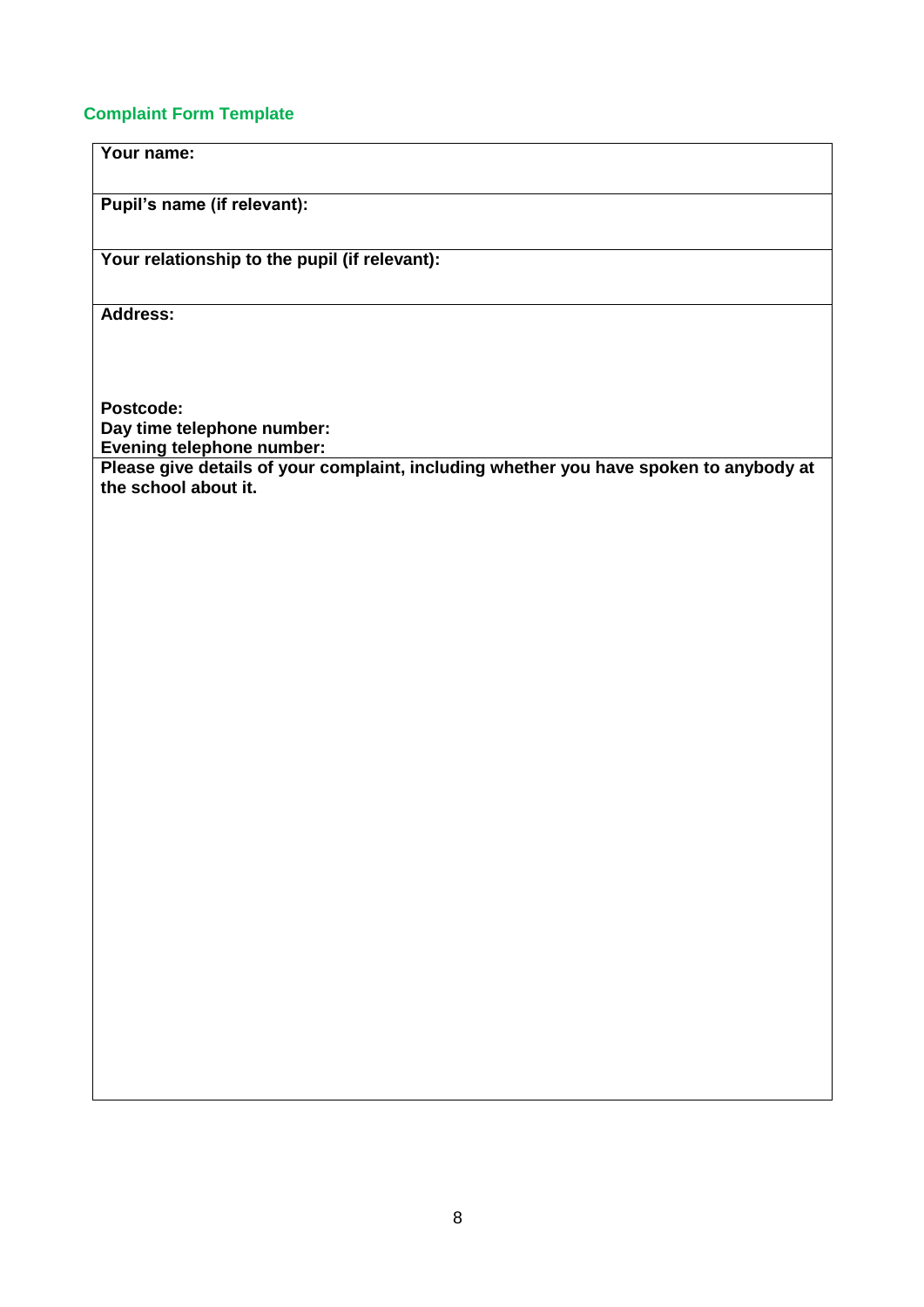## Complaint Form Template

| **Your name:** |
|---|
| **Pupil's name (if relevant):** |
| **Your relationship to the pupil (if relevant):** |
| **Address:**<br><br><br><br>**Postcode:**<br>**Day time telephone number:**<br>**Evening telephone number:** |
| **Please give details of your complaint, including whether you have spoken to anybody at the school about it.** |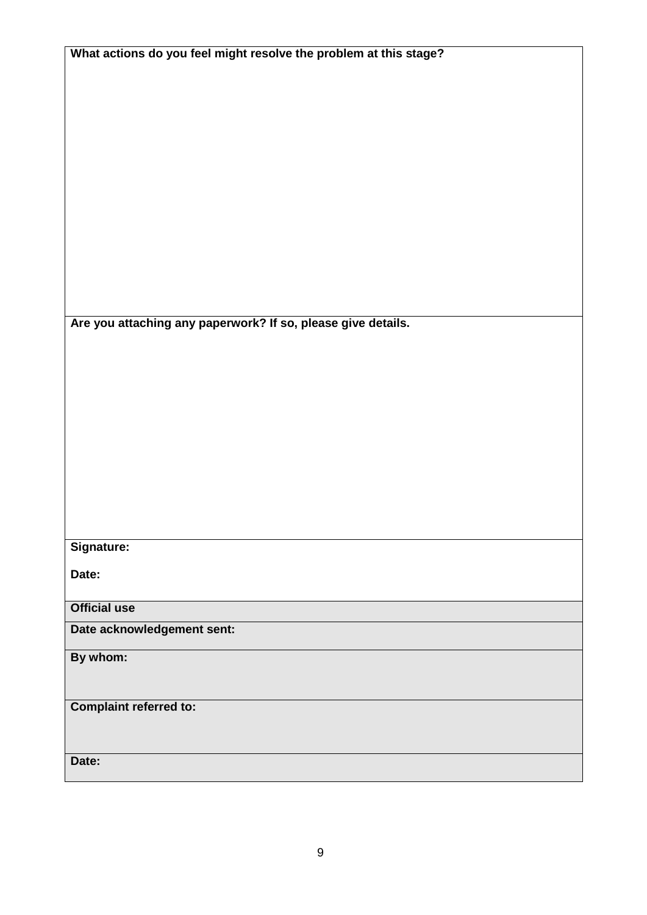| What actions do you feel might resolve the problem at this stage? |
| --- |
| **Are you attaching any paperwork? If so, please give details.** |
| **Signature:**<br><br>**Date:** |
| **Official use** |
| **Date acknowledgement sent:** |
| **By whom:** |
| **Complaint referred to:** |
| **Date:** |